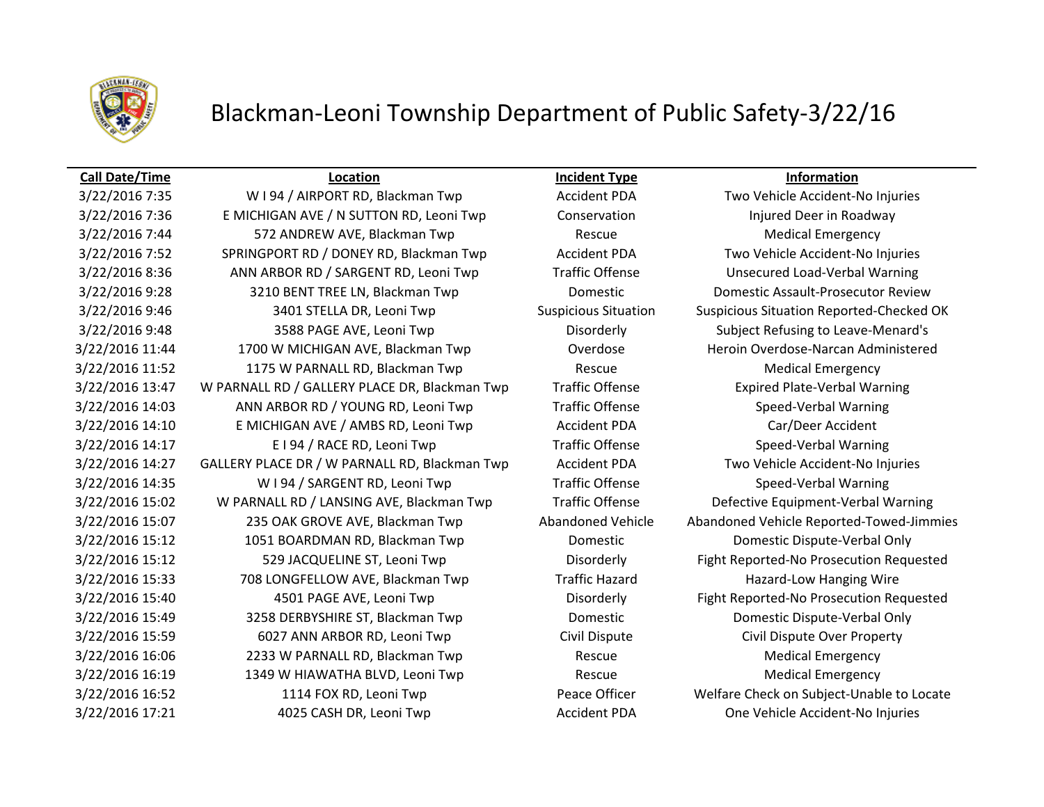# Blackman-Leoni Township Department of Public Safety-3/22/16

| Call Date/Time | Location | Incident Type | Information |
|---|---|---|---|
| 3/22/2016 7:35 | W I 94 / AIRPORT RD, Blackman Twp | Accident PDA | Two Vehicle Accident-No Injuries |
| 3/22/2016 7:36 | E MICHIGAN AVE / N SUTTON RD, Leoni Twp | Conservation | Injured Deer in Roadway |
| 3/22/2016 7:44 | 572 ANDREW AVE, Blackman Twp | Rescue | Medical Emergency |
| 3/22/2016 7:52 | SPRINGPORT RD / DONEY RD, Blackman Twp | Accident PDA | Two Vehicle Accident-No Injuries |
| 3/22/2016 8:36 | ANN ARBOR RD / SARGENT RD, Leoni Twp | Traffic Offense | Unsecured Load-Verbal Warning |
| 3/22/2016 9:28 | 3210 BENT TREE LN, Blackman Twp | Domestic | Domestic Assault-Prosecutor Review |
| 3/22/2016 9:46 | 3401 STELLA DR, Leoni Twp | Suspicious Situation | Suspicious Situation Reported-Checked OK |
| 3/22/2016 9:48 | 3588 PAGE AVE, Leoni Twp | Disorderly | Subject Refusing to Leave-Menard's |
| 3/22/2016 11:44 | 1700 W MICHIGAN AVE, Blackman Twp | Overdose | Heroin Overdose-Narcan Administered |
| 3/22/2016 11:52 | 1175 W PARNALL RD, Blackman Twp | Rescue | Medical Emergency |
| 3/22/2016 13:47 | W PARNALL RD / GALLERY PLACE DR, Blackman Twp | Traffic Offense | Expired Plate-Verbal Warning |
| 3/22/2016 14:03 | ANN ARBOR RD / YOUNG RD, Leoni Twp | Traffic Offense | Speed-Verbal Warning |
| 3/22/2016 14:10 | E MICHIGAN AVE / AMBS RD, Leoni Twp | Accident PDA | Car/Deer Accident |
| 3/22/2016 14:17 | E I 94 / RACE RD, Leoni Twp | Traffic Offense | Speed-Verbal Warning |
| 3/22/2016 14:27 | GALLERY PLACE DR / W PARNALL RD, Blackman Twp | Accident PDA | Two Vehicle Accident-No Injuries |
| 3/22/2016 14:35 | W I 94 / SARGENT RD, Leoni Twp | Traffic Offense | Speed-Verbal Warning |
| 3/22/2016 15:02 | W PARNALL RD / LANSING AVE, Blackman Twp | Traffic Offense | Defective Equipment-Verbal Warning |
| 3/22/2016 15:07 | 235 OAK GROVE AVE, Blackman Twp | Abandoned Vehicle | Abandoned Vehicle Reported-Towed-Jimmies |
| 3/22/2016 15:12 | 1051 BOARDMAN RD, Blackman Twp | Domestic | Domestic Dispute-Verbal Only |
| 3/22/2016 15:12 | 529 JACQUELINE ST, Leoni Twp | Disorderly | Fight Reported-No Prosecution Requested |
| 3/22/2016 15:33 | 708 LONGFELLOW AVE, Blackman Twp | Traffic Hazard | Hazard-Low Hanging Wire |
| 3/22/2016 15:40 | 4501 PAGE AVE, Leoni Twp | Disorderly | Fight Reported-No Prosecution Requested |
| 3/22/2016 15:49 | 3258 DERBYSHIRE ST, Blackman Twp | Domestic | Domestic Dispute-Verbal Only |
| 3/22/2016 15:59 | 6027 ANN ARBOR RD, Leoni Twp | Civil Dispute | Civil Dispute Over Property |
| 3/22/2016 16:06 | 2233 W PARNALL RD, Blackman Twp | Rescue | Medical Emergency |
| 3/22/2016 16:19 | 1349 W HIAWATHA BLVD, Leoni Twp | Rescue | Medical Emergency |
| 3/22/2016 16:52 | 1114 FOX RD, Leoni Twp | Peace Officer | Welfare Check on Subject-Unable to Locate |
| 3/22/2016 17:21 | 4025 CASH DR, Leoni Twp | Accident PDA | One Vehicle Accident-No Injuries |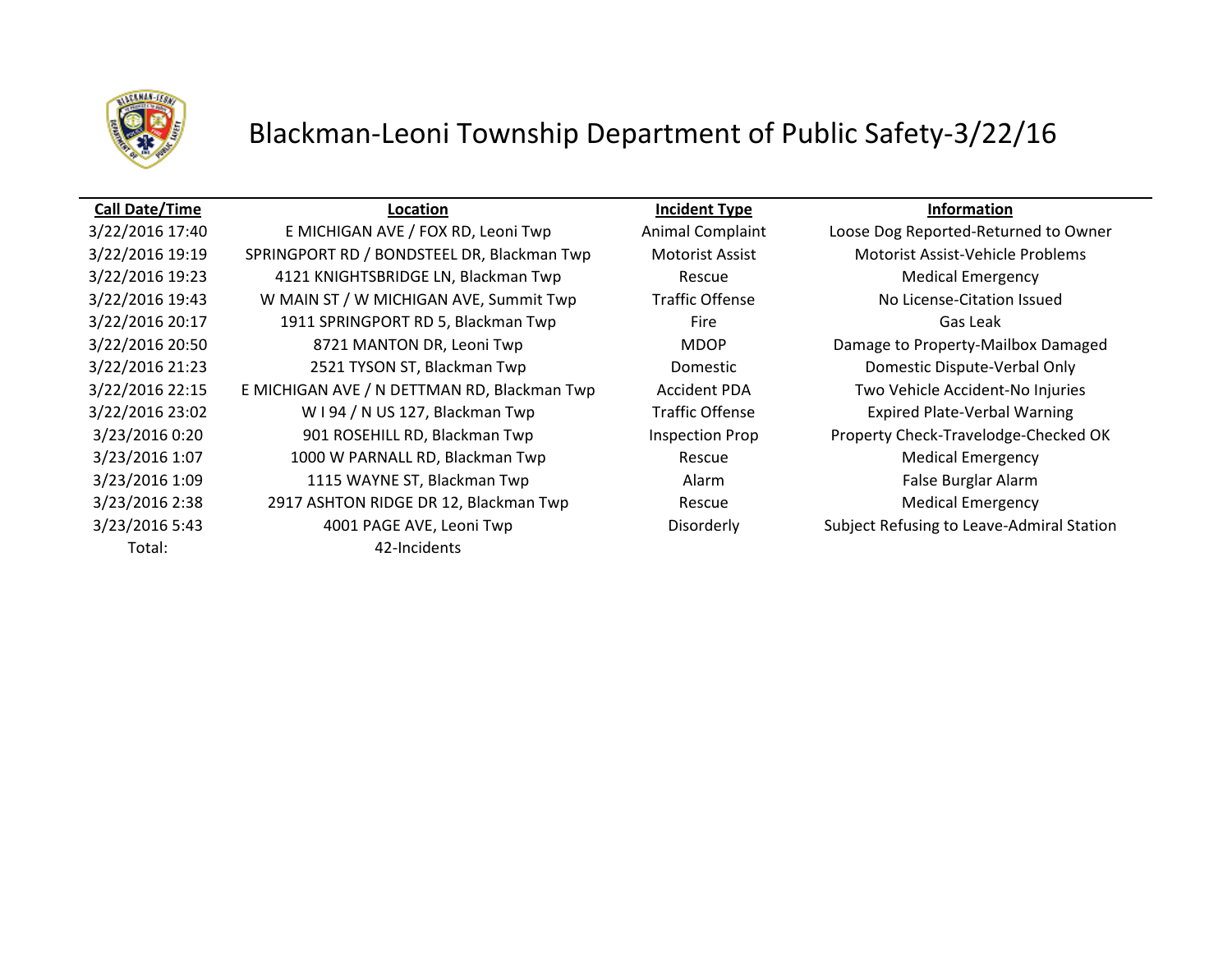# Blackman-Leoni Township Department of Public Safety-3/22/16

| Call Date/Time | Location | Incident Type | Information |
|---|---|---|---|
| 3/22/2016 17:40 | E MICHIGAN AVE / FOX RD, Leoni Twp | Animal Complaint | Loose Dog Reported-Returned to Owner |
| 3/22/2016 19:19 | SPRINGPORT RD / BONDSTEEL DR, Blackman Twp | Motorist Assist | Motorist Assist-Vehicle Problems |
| 3/22/2016 19:23 | 4121 KNIGHTSBRIDGE LN, Blackman Twp | Rescue | Medical Emergency |
| 3/22/2016 19:43 | W MAIN ST / W MICHIGAN AVE, Summit Twp | Traffic Offense | No License-Citation Issued |
| 3/22/2016 20:17 | 1911 SPRINGPORT RD 5, Blackman Twp | Fire | Gas Leak |
| 3/22/2016 20:50 | 8721 MANTON DR, Leoni Twp | MDOP | Damage to Property-Mailbox Damaged |
| 3/22/2016 21:23 | 2521 TYSON ST, Blackman Twp | Domestic | Domestic Dispute-Verbal Only |
| 3/22/2016 22:15 | E MICHIGAN AVE / N DETTMAN RD, Blackman Twp | Accident PDA | Two Vehicle Accident-No Injuries |
| 3/22/2016 23:02 | W I 94 / N US 127, Blackman Twp | Traffic Offense | Expired Plate-Verbal Warning |
| 3/23/2016 0:20 | 901 ROSEHILL RD, Blackman Twp | Inspection Prop | Property Check-Travelodge-Checked OK |
| 3/23/2016 1:07 | 1000 W PARNALL RD, Blackman Twp | Rescue | Medical Emergency |
| 3/23/2016 1:09 | 1115 WAYNE ST, Blackman Twp | Alarm | False Burglar Alarm |
| 3/23/2016 2:38 | 2917 ASHTON RIDGE DR 12, Blackman Twp | Rescue | Medical Emergency |
| 3/23/2016 5:43 | 4001 PAGE AVE, Leoni Twp | Disorderly | Subject Refusing to Leave-Admiral Station |
| Total: | 42-Incidents | | |